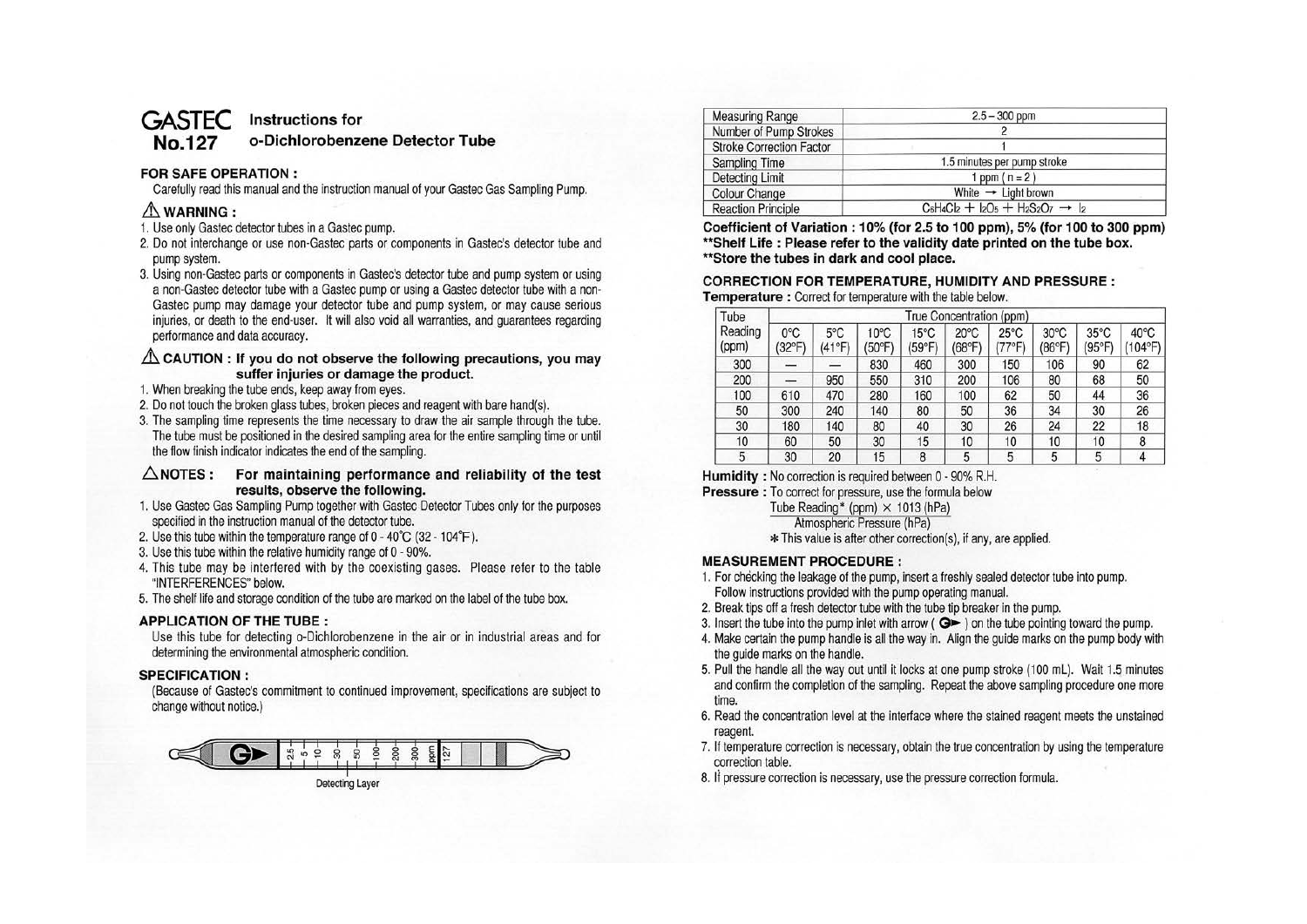# GASTEC No.127 Instructions for o-Dichlorobenzene Detector Tube

## FOR SAFE OPERATION :

Carefully read this manual and the instruction manual of your Gastec Gas Sampling Pump.

### ⚠ WARNING :

1. Use only Gastec detector tubes in a Gastec pump.
2. Do not interchange or use non-Gastec parts or components in Gastec's detector tube and pump system.
3. Using non-Gastec parts or components in Gastec's detector tube and pump system or using a non-Gastec detector tube with a Gastec pump or using a Gastec detector tube with a non-Gastec pump may damage your detector tube and pump system, or may cause serious injuries, or death to the end-user. It will also void all warranties, and guarantees regarding performance and data accuracy.

### ⚠ CAUTION : If you do not observe the following precautions, you may suffer injuries or damage the product.

1. When breaking the tube ends, keep away from eyes.
2. Do not touch the broken glass tubes, broken pieces and reagent with bare hand(s).
3. The sampling time represents the time necessary to draw the air sample through the tube. The tube must be positioned in the desired sampling area for the entire sampling time or until the flow finish indicator indicates the end of the sampling.

### △NOTES : For maintaining performance and reliability of the test results, observe the following.

1. Use Gastec Gas Sampling Pump together with Gastec Detector Tubes only for the purposes specified in the instruction manual of the detector tube.
2. Use this tube within the temperature range of 0 - 40℃ (32 - 104°F).
3. Use this tube within the relative humidity range of 0 - 90%.
4. This tube may be interfered with by the coexisting gases. Please refer to the table "INTERFERENCES" below.
5. The shelf life and storage condition of the tube are marked on the label of the tube box.

## APPLICATION OF THE TUBE :

Use this tube for detecting o-Dichlorobenzene in the air or in industrial areas and for determining the environmental atmospheric condition.

## SPECIFICATION :

(Because of Gastec's commitment to continued improvement, specifications are subject to change without notice.)

Detecting Layer

| Measuring Range | 2.5 – 300 ppm |
|---|---|
| Number of Pump Strokes | 2 |
| Stroke Correction Factor | 1 |
| Sampling Time | 1.5 minutes per pump stroke |
| Detecting Limit | 1 ppm ( n = 2 ) |
| Colour Change | White → Light brown |
| Reaction Principle | $C_6H_4Cl_2 + I_2O_5 + H_2S_2O_7 \rightarrow I_2$ |

**Coefficient of Variation : 10% (for 2.5 to 100 ppm), 5% (for 100 to 300 ppm)**
**\*\*Shelf Life : Please refer to the validity date printed on the tube box.**
**\*\*Store the tubes in dark and cool place.**

## CORRECTION FOR TEMPERATURE, HUMIDITY AND PRESSURE :

**Temperature :** Correct for temperature with the table below.

| Tube Reading (ppm) | True Concentration (ppm) | | | | | | | | |
|---|---|---|---|---|---|---|---|---|---|
| | 0°C (32°F) | 5°C (41°F) | 10°C (50°F) | 15°C (59°F) | 20°C (68°F) | 25°C (77°F) | 30°C (86°F) | 35°C (95°F) | 40°C (104°F) |
| 300 | — | — | 830 | 460 | 300 | 150 | 106 | 90 | 62 |
| 200 | — | 950 | 550 | 310 | 200 | 106 | 80 | 68 | 50 |
| 100 | 610 | 470 | 280 | 160 | 100 | 62 | 50 | 44 | 36 |
| 50 | 300 | 240 | 140 | 80 | 50 | 36 | 34 | 30 | 26 |
| 30 | 180 | 140 | 80 | 40 | 30 | 26 | 24 | 22 | 18 |
| 10 | 60 | 50 | 30 | 15 | 10 | 10 | 10 | 10 | 8 |
| 5 | 30 | 20 | 15 | 8 | 5 | 5 | 5 | 5 | 4 |

**Humidity :** No correction is required between 0 - 90% R.H.

**Pressure :** To correct for pressure, use the formula below

$$\frac{\text{Tube Reading* (ppm)} \times 1013 \text{ (hPa)}}{\text{Atmospheric Pressure (hPa)}}$$

\* This value is after other correction(s), if any, are applied.

## MEASUREMENT PROCEDURE :

1. For checking the leakage of the pump, insert a freshly sealed detector tube into pump. Follow instructions provided with the pump operating manual.
2. Break tips off a fresh detector tube with the tube tip breaker in the pump.
3. Insert the tube into the pump inlet with arrow ( G► ) on the tube pointing toward the pump.
4. Make certain the pump handle is all the way in. Align the guide marks on the pump body with the guide marks on the handle.
5. Pull the handle all the way out until it locks at one pump stroke (100 mL). Wait 1.5 minutes and confirm the completion of the sampling. Repeat the above sampling procedure one more time.
6. Read the concentration level at the interface where the stained reagent meets the unstained reagent.
7. If temperature correction is necessary, obtain the true concentration by using the temperature correction table.
8. If pressure correction is necessary, use the pressure correction formula.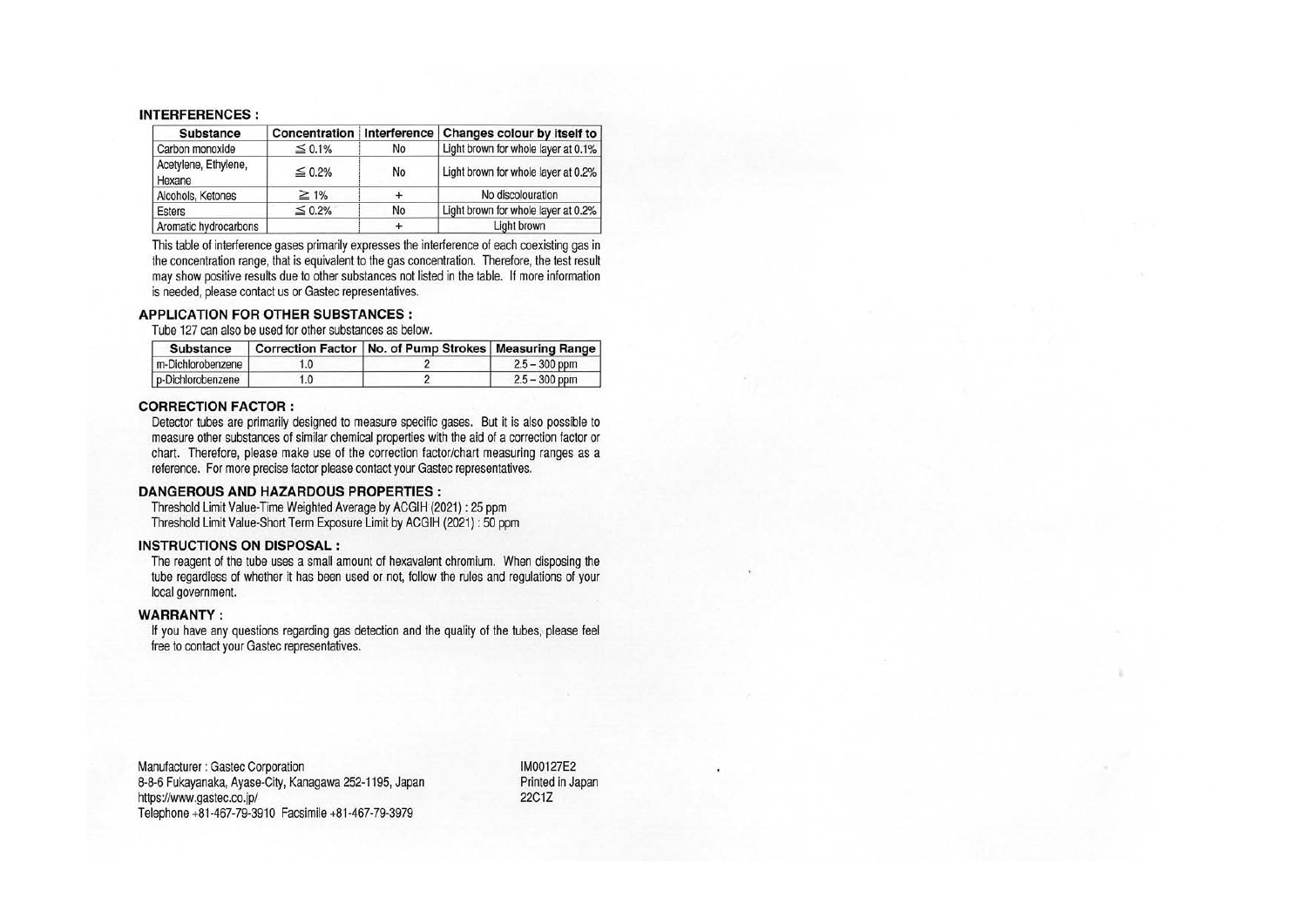**INTERFERENCES :**

| Substance | Concentration | Interference | Changes colour by itself to |
|---|---|---|---|
| Carbon monoxide | ≦ 0.1% | No | Light brown for whole layer at 0.1% |
| Acetylene, Ethylene, Hexane | ≦ 0.2% | No | Light brown for whole layer at 0.2% |
| Alcohols, Ketones | ≧ 1% | + | No discolouration |
| Esters | ≦ 0.2% | No | Light brown for whole layer at 0.2% |
| Aromatic hydrocarbons | | + | Light brown |

This table of interference gases primarily expresses the interference of each coexisting gas in the concentration range, that is equivalent to the gas concentration. Therefore, the test result may show positive results due to other substances not listed in the table. If more information is needed, please contact us or Gastec representatives.

**APPLICATION FOR OTHER SUBSTANCES :**

Tube 127 can also be used for other substances as below.

| Substance | Correction Factor | No. of Pump Strokes | Measuring Range |
|---|---|---|---|
| m-Dichlorobenzene | 1.0 | 2 | 2.5 – 300 ppm |
| p-Dichlorobenzene | 1.0 | 2 | 2.5 – 300 ppm |

**CORRECTION FACTOR :**

Detector tubes are primarily designed to measure specific gases. But it is also possible to measure other substances of similar chemical properties with the aid of a correction factor or chart. Therefore, please make use of the correction factor/chart measuring ranges as a reference. For more precise factor please contact your Gastec representatives.

**DANGEROUS AND HAZARDOUS PROPERTIES :**

Threshold Limit Value-Time Weighted Average by ACGIH (2021) : 25 ppm
Threshold Limit Value-Short Term Exposure Limit by ACGIH (2021) : 50 ppm

**INSTRUCTIONS ON DISPOSAL :**

The reagent of the tube uses a small amount of hexavalent chromium. When disposing the tube regardless of whether it has been used or not, follow the rules and regulations of your local government.

**WARRANTY :**

If you have any questions regarding gas detection and the quality of the tubes, please feel free to contact your Gastec representatives.

Manufacturer : Gastec Corporation
8-8-6 Fukayanaka, Ayase-City, Kanagawa 252-1195, Japan
https://www.gastec.co.jp/
Telephone +81-467-79-3910 Facsimile +81-467-79-3979

IM00127E2
Printed in Japan
22C1Z